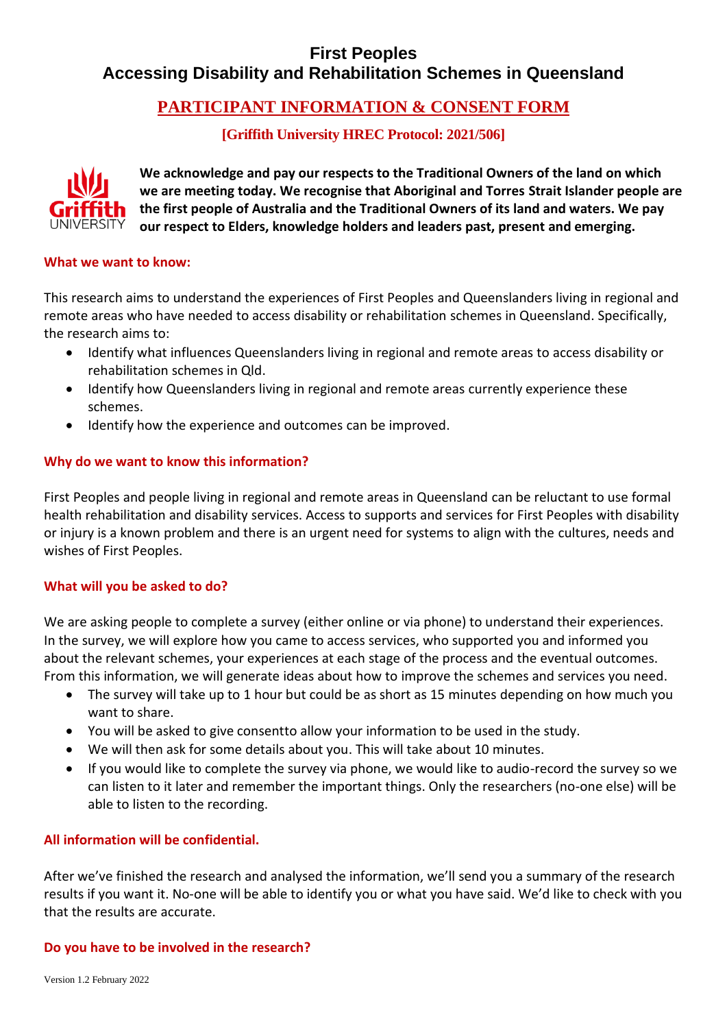# First Peoples
# Accessing Disability and Rehabilitation Schemes in Queensland

## PARTICIPANT INFORMATION & CONSENT FORM

**[Griffith University HREC Protocol: 2021/506]**

**We acknowledge and pay our respects to the Traditional Owners of the land on which we are meeting today. We recognise that Aboriginal and Torres Strait Islander people are the first people of Australia and the Traditional Owners of its land and waters. We pay our respect to Elders, knowledge holders and leaders past, present and emerging.**

### What we want to know:

This research aims to understand the experiences of First Peoples and Queenslanders living in regional and remote areas who have needed to access disability or rehabilitation schemes in Queensland. Specifically, the research aims to:

- Identify what influences Queenslanders living in regional and remote areas to access disability or rehabilitation schemes in Qld.
- Identify how Queenslanders living in regional and remote areas currently experience these schemes.
- Identify how the experience and outcomes can be improved.

### Why do we want to know this information?

First Peoples and people living in regional and remote areas in Queensland can be reluctant to use formal health rehabilitation and disability services. Access to supports and services for First Peoples with disability or injury is a known problem and there is an urgent need for systems to align with the cultures, needs and wishes of First Peoples.

### What will you be asked to do?

We are asking people to complete a survey (either online or via phone) to understand their experiences. In the survey, we will explore how you came to access services, who supported you and informed you about the relevant schemes, your experiences at each stage of the process and the eventual outcomes. From this information, we will generate ideas about how to improve the schemes and services you need.

- The survey will take up to 1 hour but could be as short as 15 minutes depending on how much you want to share.
- You will be asked to give consentto allow your information to be used in the study.
- We will then ask for some details about you. This will take about 10 minutes.
- If you would like to complete the survey via phone, we would like to audio-record the survey so we can listen to it later and remember the important things. Only the researchers (no-one else) will be able to listen to the recording.

### All information will be confidential.

After we've finished the research and analysed the information, we'll send you a summary of the research results if you want it. No-one will be able to identify you or what you have said. We'd like to check with you that the results are accurate.

### Do you have to be involved in the research?

Version 1.2 February 2022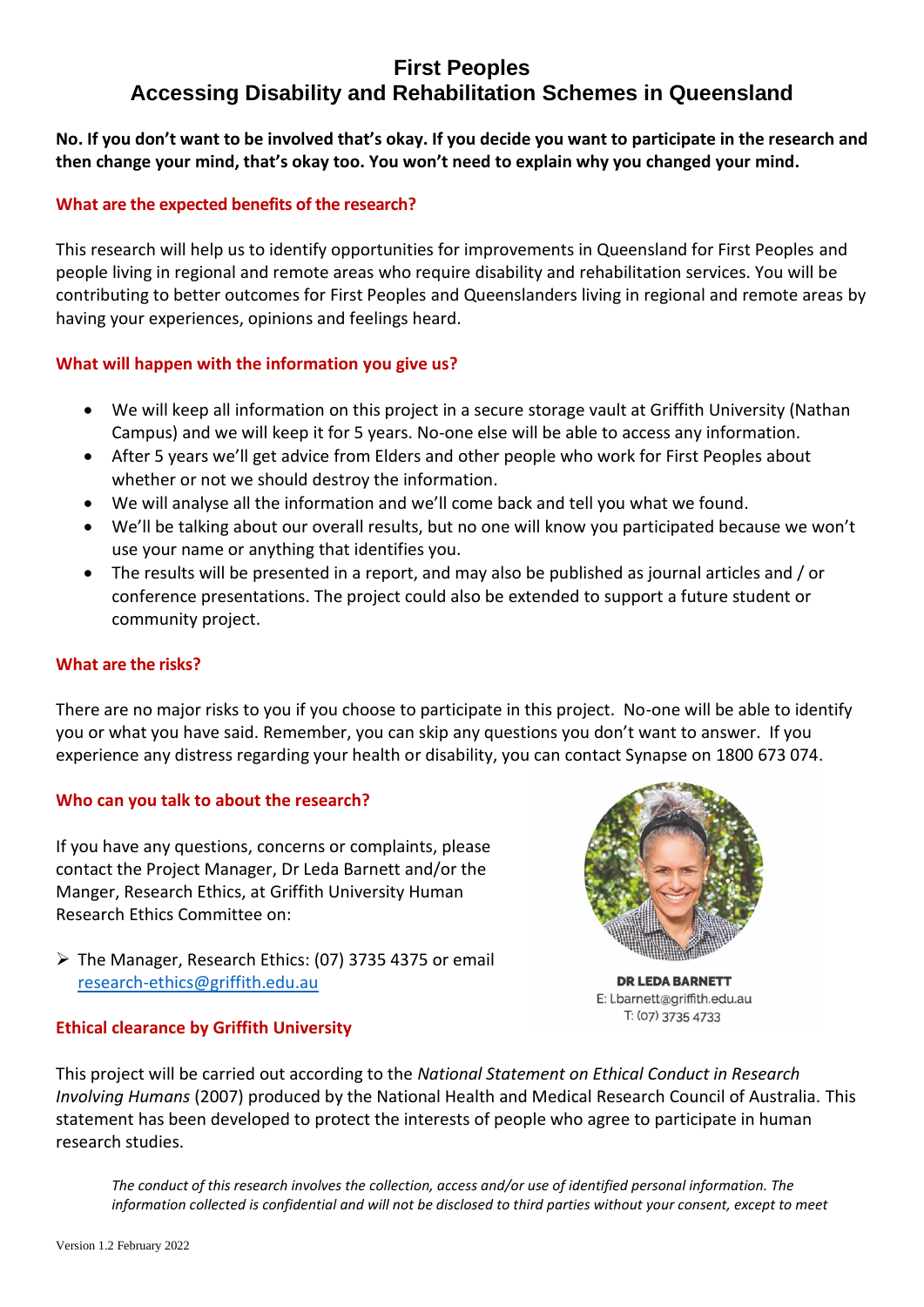# First Peoples
# Accessing Disability and Rehabilitation Schemes in Queensland

**No. If you don't want to be involved that's okay. If you decide you want to participate in the research and then change your mind, that's okay too. You won't need to explain why you changed your mind.**

## What are the expected benefits of the research?

This research will help us to identify opportunities for improvements in Queensland for First Peoples and people living in regional and remote areas who require disability and rehabilitation services. You will be contributing to better outcomes for First Peoples and Queenslanders living in regional and remote areas by having your experiences, opinions and feelings heard.

## What will happen with the information you give us?

- We will keep all information on this project in a secure storage vault at Griffith University (Nathan Campus) and we will keep it for 5 years. No-one else will be able to access any information.
- After 5 years we'll get advice from Elders and other people who work for First Peoples about whether or not we should destroy the information.
- We will analyse all the information and we'll come back and tell you what we found.
- We'll be talking about our overall results, but no one will know you participated because we won't use your name or anything that identifies you.
- The results will be presented in a report, and may also be published as journal articles and / or conference presentations. The project could also be extended to support a future student or community project.

## What are the risks?

There are no major risks to you if you choose to participate in this project. No-one will be able to identify you or what you have said. Remember, you can skip any questions you don't want to answer. If you experience any distress regarding your health or disability, you can contact Synapse on 1800 673 074.

## Who can you talk to about the research?

If you have any questions, concerns or complaints, please contact the Project Manager, Dr Leda Barnett and/or the Manger, Research Ethics, at Griffith University Human Research Ethics Committee on:

- The Manager, Research Ethics: (07) 3735 4375 or email research-ethics@griffith.edu.au

**DR LEDA BARNETT**
E: l.barnett@griffith.edu.au
T: (07) 3735 4733

## Ethical clearance by Griffith University

This project will be carried out according to the *National Statement on Ethical Conduct in Research Involving Humans* (2007) produced by the National Health and Medical Research Council of Australia. This statement has been developed to protect the interests of people who agree to participate in human research studies.

*The conduct of this research involves the collection, access and/or use of identified personal information. The information collected is confidential and will not be disclosed to third parties without your consent, except to meet*

Version 1.2 February 2022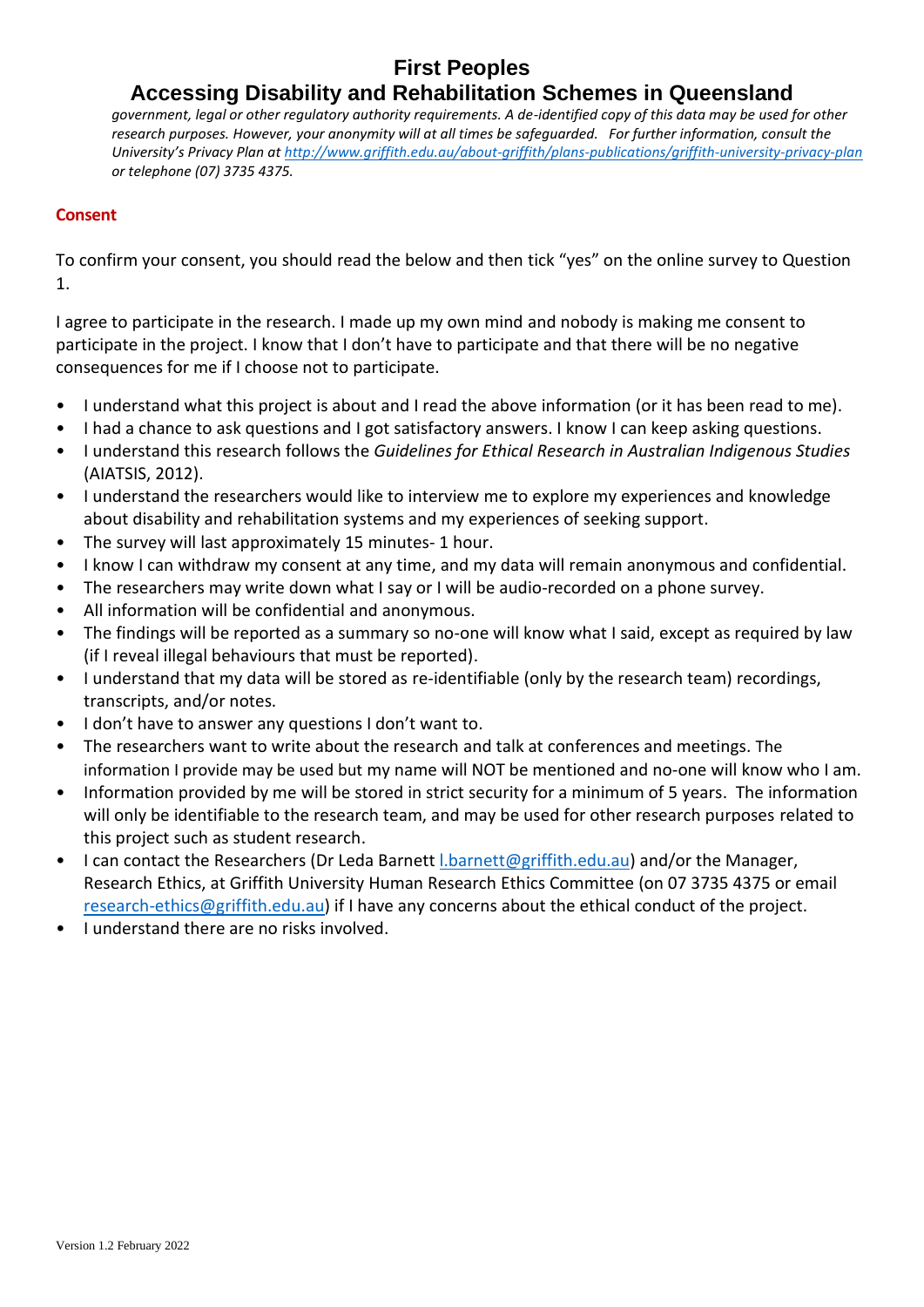*government, legal or other regulatory authority requirements. A de-identified copy of this data may be used for other research purposes. However, your anonymity will at all times be safeguarded. For further information, consult the University's Privacy Plan at http://www.griffith.edu.au/about-griffith/plans-publications/griffith-university-privacy-plan or telephone (07) 3735 4375.*

## Consent

To confirm your consent, you should read the below and then tick "yes" on the online survey to Question 1.

I agree to participate in the research. I made up my own mind and nobody is making me consent to participate in the project. I know that I don't have to participate and that there will be no negative consequences for me if I choose not to participate.

- I understand what this project is about and I read the above information (or it has been read to me).
- I had a chance to ask questions and I got satisfactory answers. I know I can keep asking questions.
- I understand this research follows the *Guidelines for Ethical Research in Australian Indigenous Studies* (AIATSIS, 2012).
- I understand the researchers would like to interview me to explore my experiences and knowledge about disability and rehabilitation systems and my experiences of seeking support.
- The survey will last approximately 15 minutes- 1 hour.
- I know I can withdraw my consent at any time, and my data will remain anonymous and confidential.
- The researchers may write down what I say or I will be audio-recorded on a phone survey.
- All information will be confidential and anonymous.
- The findings will be reported as a summary so no-one will know what I said, except as required by law (if I reveal illegal behaviours that must be reported).
- I understand that my data will be stored as re-identifiable (only by the research team) recordings, transcripts, and/or notes.
- I don't have to answer any questions I don't want to.
- The researchers want to write about the research and talk at conferences and meetings. The information I provide may be used but my name will NOT be mentioned and no-one will know who I am.
- Information provided by me will be stored in strict security for a minimum of 5 years. The information will only be identifiable to the research team, and may be used for other research purposes related to this project such as student research.
- I can contact the Researchers (Dr Leda Barnett l.barnett@griffith.edu.au) and/or the Manager, Research Ethics, at Griffith University Human Research Ethics Committee (on 07 3735 4375 or email research-ethics@griffith.edu.au) if I have any concerns about the ethical conduct of the project.
- I understand there are no risks involved.